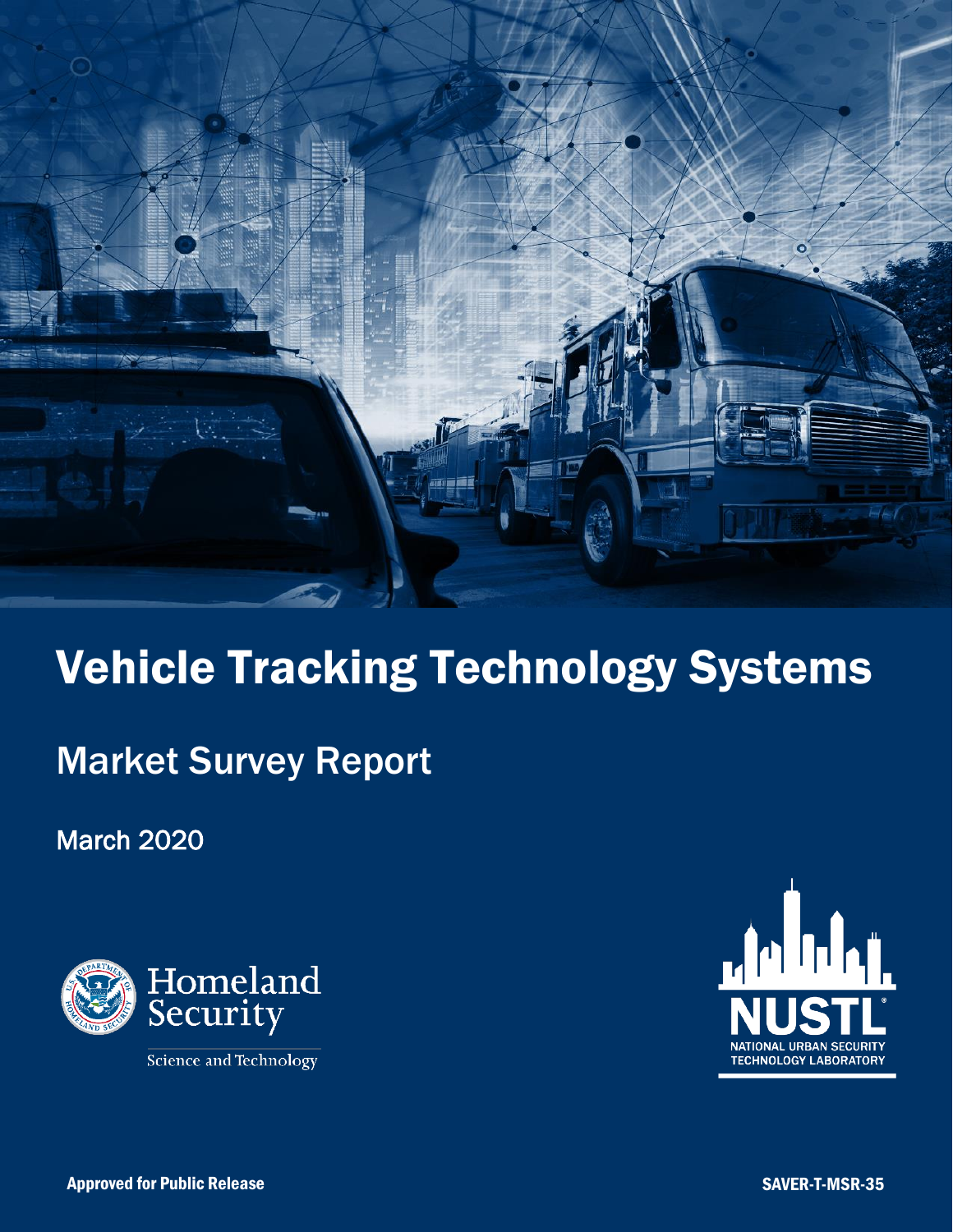# Vehicle Tracking Technology Systems

## Market Survey Report

March 2020

Homeland Security

Science and Technology

NUSTL

NATIONAL URBAN SECURITY TECHNOLOGY LABORATORY

Approved for Public Release

SAVER-T-MSR-35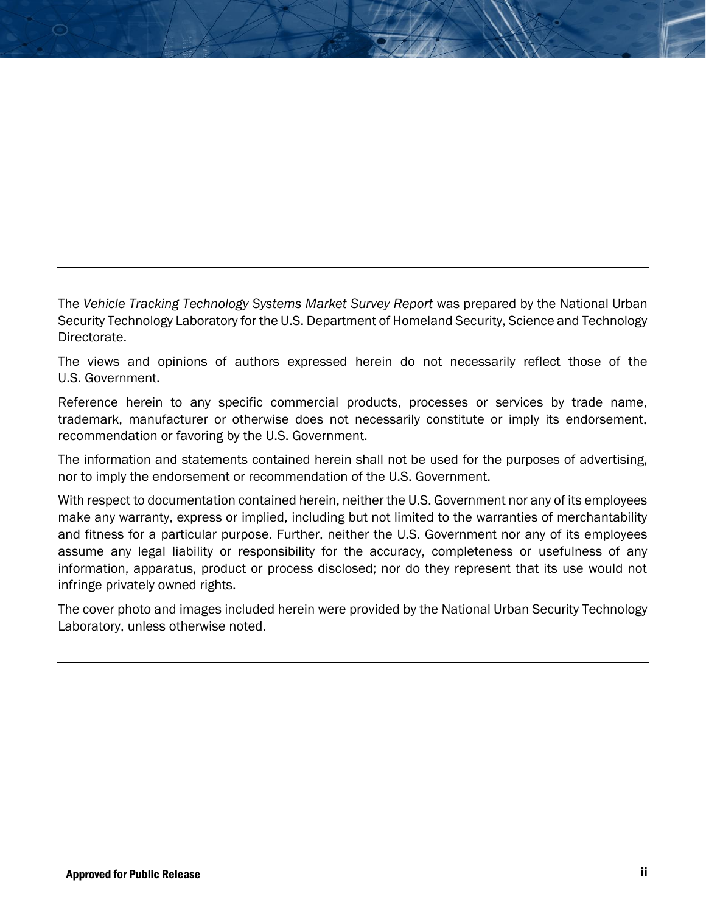The *Vehicle Tracking Technology Systems Market Survey Report* was prepared by the National Urban Security Technology Laboratory for the U.S. Department of Homeland Security, Science and Technology Directorate.

The views and opinions of authors expressed herein do not necessarily reflect those of the U.S. Government.

Reference herein to any specific commercial products, processes or services by trade name, trademark, manufacturer or otherwise does not necessarily constitute or imply its endorsement, recommendation or favoring by the U.S. Government.

The information and statements contained herein shall not be used for the purposes of advertising, nor to imply the endorsement or recommendation of the U.S. Government.

With respect to documentation contained herein, neither the U.S. Government nor any of its employees make any warranty, express or implied, including but not limited to the warranties of merchantability and fitness for a particular purpose. Further, neither the U.S. Government nor any of its employees assume any legal liability or responsibility for the accuracy, completeness or usefulness of any information, apparatus, product or process disclosed; nor do they represent that its use would not infringe privately owned rights.

The cover photo and images included herein were provided by the National Urban Security Technology Laboratory, unless otherwise noted.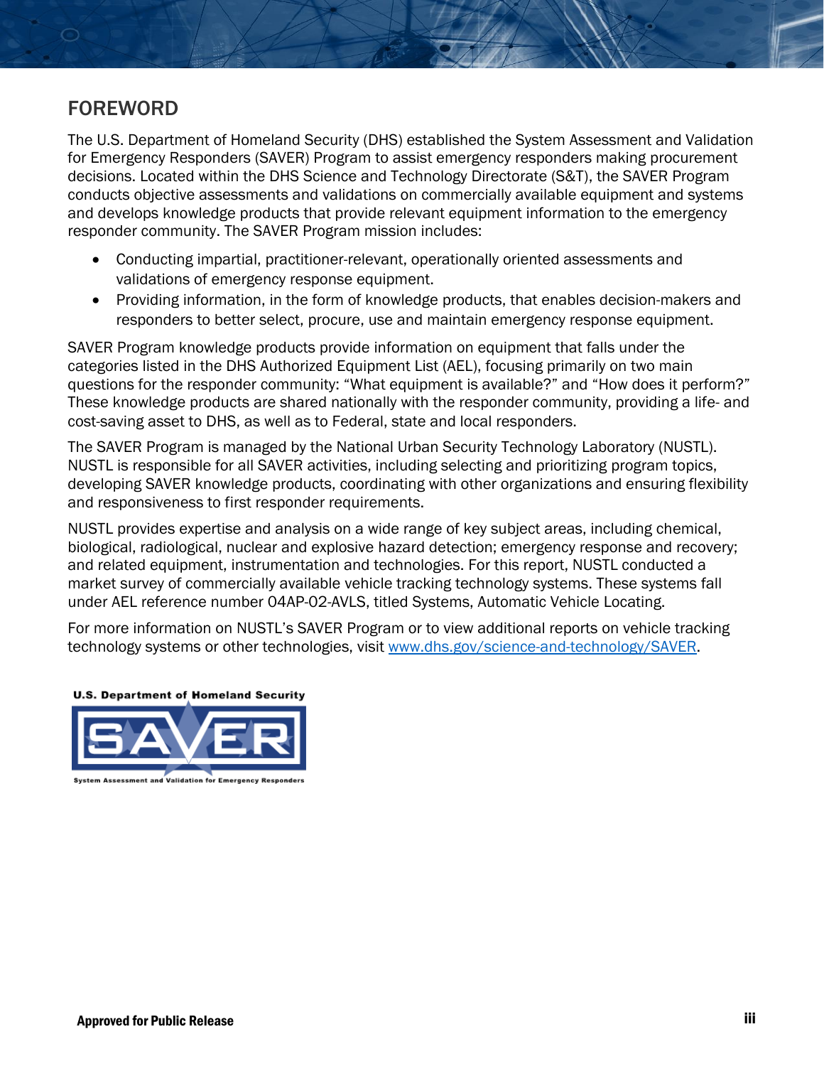## FOREWORD

The U.S. Department of Homeland Security (DHS) established the System Assessment and Validation for Emergency Responders (SAVER) Program to assist emergency responders making procurement decisions. Located within the DHS Science and Technology Directorate (S&T), the SAVER Program conducts objective assessments and validations on commercially available equipment and systems and develops knowledge products that provide relevant equipment information to the emergency responder community. The SAVER Program mission includes:

- Conducting impartial, practitioner-relevant, operationally oriented assessments and validations of emergency response equipment.
- Providing information, in the form of knowledge products, that enables decision-makers and responders to better select, procure, use and maintain emergency response equipment.

SAVER Program knowledge products provide information on equipment that falls under the categories listed in the DHS Authorized Equipment List (AEL), focusing primarily on two main questions for the responder community: "What equipment is available?" and "How does it perform?" These knowledge products are shared nationally with the responder community, providing a life- and cost-saving asset to DHS, as well as to Federal, state and local responders.

The SAVER Program is managed by the National Urban Security Technology Laboratory (NUSTL). NUSTL is responsible for all SAVER activities, including selecting and prioritizing program topics, developing SAVER knowledge products, coordinating with other organizations and ensuring flexibility and responsiveness to first responder requirements.

NUSTL provides expertise and analysis on a wide range of key subject areas, including chemical, biological, radiological, nuclear and explosive hazard detection; emergency response and recovery; and related equipment, instrumentation and technologies. For this report, NUSTL conducted a market survey of commercially available vehicle tracking technology systems. These systems fall under AEL reference number 04AP-02-AVLS, titled Systems, Automatic Vehicle Locating.

For more information on NUSTL's SAVER Program or to view additional reports on vehicle tracking technology systems or other technologies, visit [www.dhs.gov/science-and-technology/SAVER](www.dhs.gov/science-and-technology/SAVER).

U.S. Department of Homeland Security

SAVER

System Assessment and Validation for Emergency Responders

**Approved for Public Release**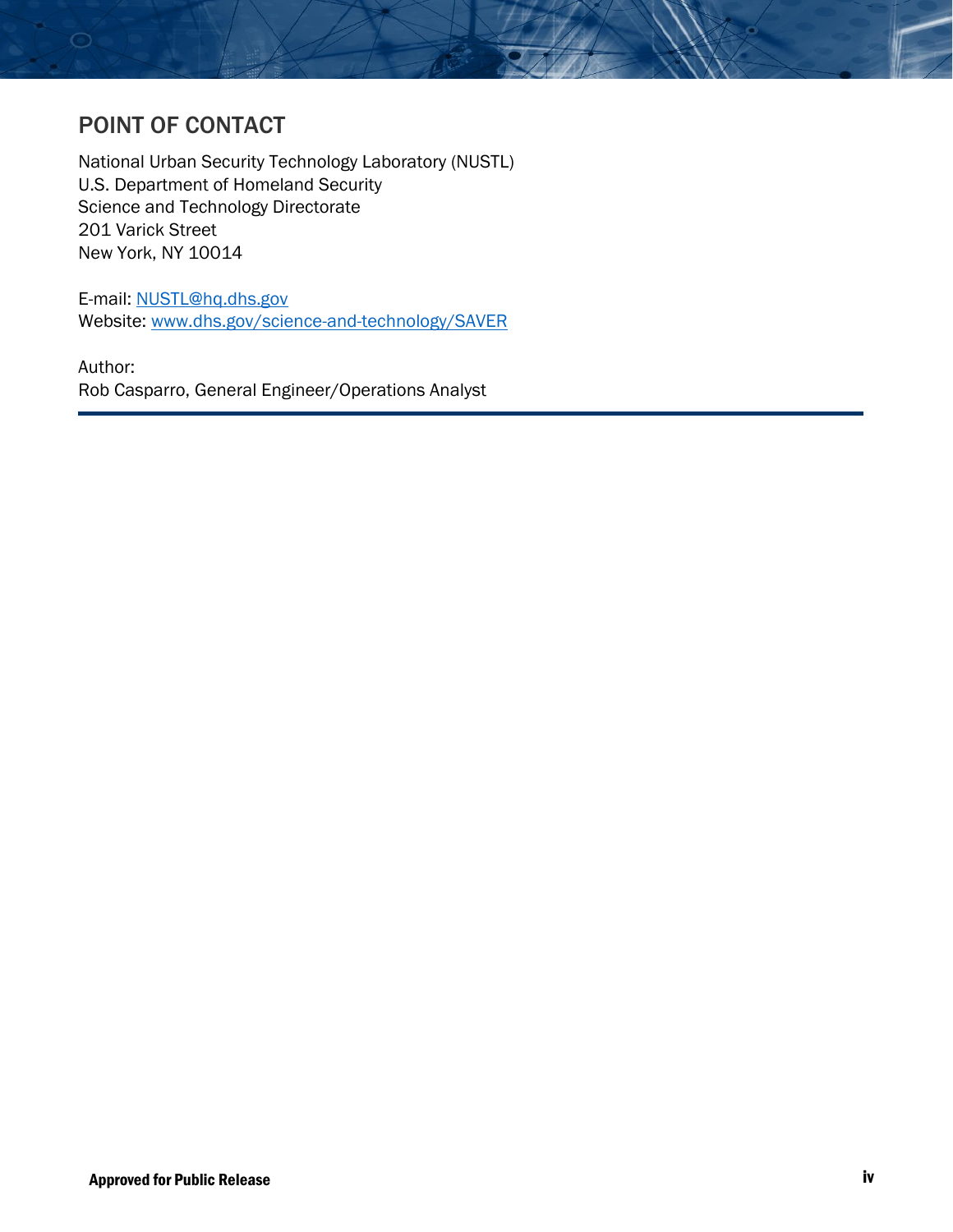# POINT OF CONTACT

National Urban Security Technology Laboratory (NUSTL)
U.S. Department of Homeland Security
Science and Technology Directorate
201 Varick Street
New York, NY 10014

E-mail: [NUSTL@hq.dhs.gov](mailto:NUSTL@hq.dhs.gov)
Website: [www.dhs.gov/science-and-technology/SAVER](http://www.dhs.gov/science-and-technology/SAVER)

Author:
Rob Casparro, General Engineer/Operations Analyst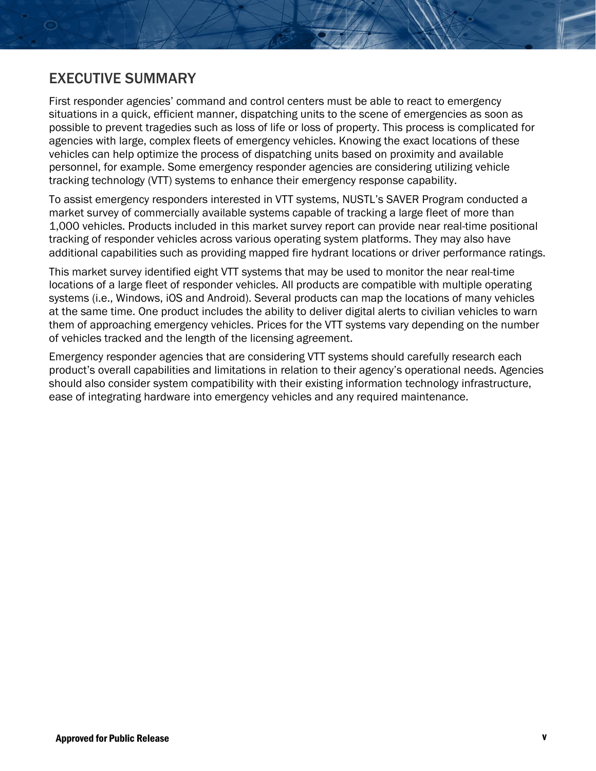# EXECUTIVE SUMMARY

First responder agencies' command and control centers must be able to react to emergency situations in a quick, efficient manner, dispatching units to the scene of emergencies as soon as possible to prevent tragedies such as loss of life or loss of property. This process is complicated for agencies with large, complex fleets of emergency vehicles. Knowing the exact locations of these vehicles can help optimize the process of dispatching units based on proximity and available personnel, for example. Some emergency responder agencies are considering utilizing vehicle tracking technology (VTT) systems to enhance their emergency response capability.

To assist emergency responders interested in VTT systems, NUSTL's SAVER Program conducted a market survey of commercially available systems capable of tracking a large fleet of more than 1,000 vehicles. Products included in this market survey report can provide near real-time positional tracking of responder vehicles across various operating system platforms. They may also have additional capabilities such as providing mapped fire hydrant locations or driver performance ratings.

This market survey identified eight VTT systems that may be used to monitor the near real-time locations of a large fleet of responder vehicles. All products are compatible with multiple operating systems (i.e., Windows, iOS and Android). Several products can map the locations of many vehicles at the same time. One product includes the ability to deliver digital alerts to civilian vehicles to warn them of approaching emergency vehicles. Prices for the VTT systems vary depending on the number of vehicles tracked and the length of the licensing agreement.

Emergency responder agencies that are considering VTT systems should carefully research each product's overall capabilities and limitations in relation to their agency's operational needs. Agencies should also consider system compatibility with their existing information technology infrastructure, ease of integrating hardware into emergency vehicles and any required maintenance.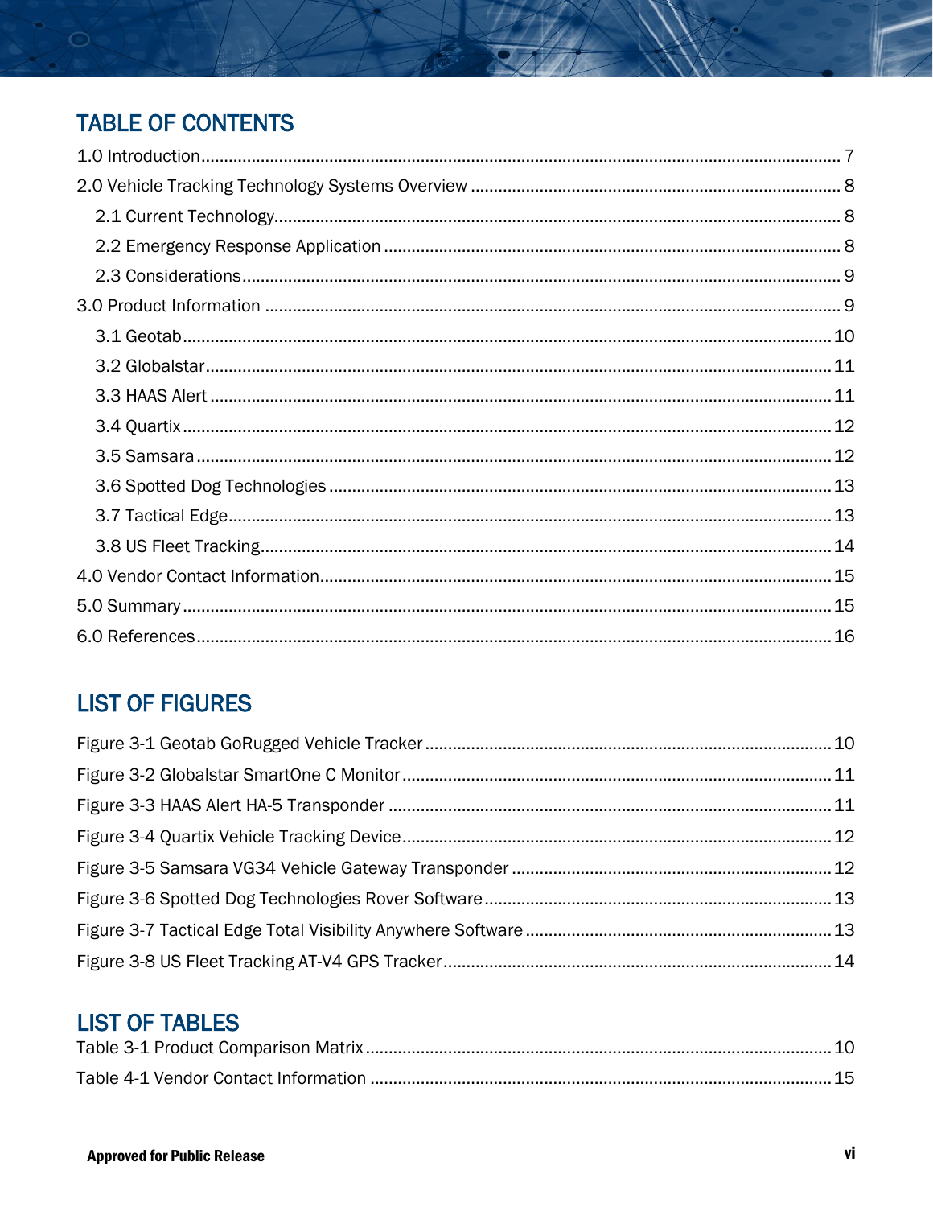## TABLE OF CONTENTS

1.0 Introduction .......... 7

2.0 Vehicle Tracking Technology Systems Overview .......... 8

- 2.1 Current Technology .......... 8
- 2.2 Emergency Response Application .......... 8
- 2.3 Considerations .......... 9

3.0 Product Information .......... 9

- 3.1 Geotab .......... 10
- 3.2 Globalstar .......... 11
- 3.3 HAAS Alert .......... 11
- 3.4 Quartix .......... 12
- 3.5 Samsara .......... 12
- 3.6 Spotted Dog Technologies .......... 13
- 3.7 Tactical Edge .......... 13
- 3.8 US Fleet Tracking .......... 14

4.0 Vendor Contact Information .......... 15

5.0 Summary .......... 15

6.0 References .......... 16

## LIST OF FIGURES

Figure 3-1 Geotab GoRugged Vehicle Tracker .......... 10

Figure 3-2 Globalstar SmartOne C Monitor .......... 11

Figure 3-3 HAAS Alert HA-5 Transponder .......... 11

Figure 3-4 Quartix Vehicle Tracking Device .......... 12

Figure 3-5 Samsara VG34 Vehicle Gateway Transponder .......... 12

Figure 3-6 Spotted Dog Technologies Rover Software .......... 13

Figure 3-7 Tactical Edge Total Visibility Anywhere Software .......... 13

Figure 3-8 US Fleet Tracking AT-V4 GPS Tracker .......... 14

## LIST OF TABLES

Table 3-1 Product Comparison Matrix .......... 10

Table 4-1 Vendor Contact Information .......... 15

**Approved for Public Release**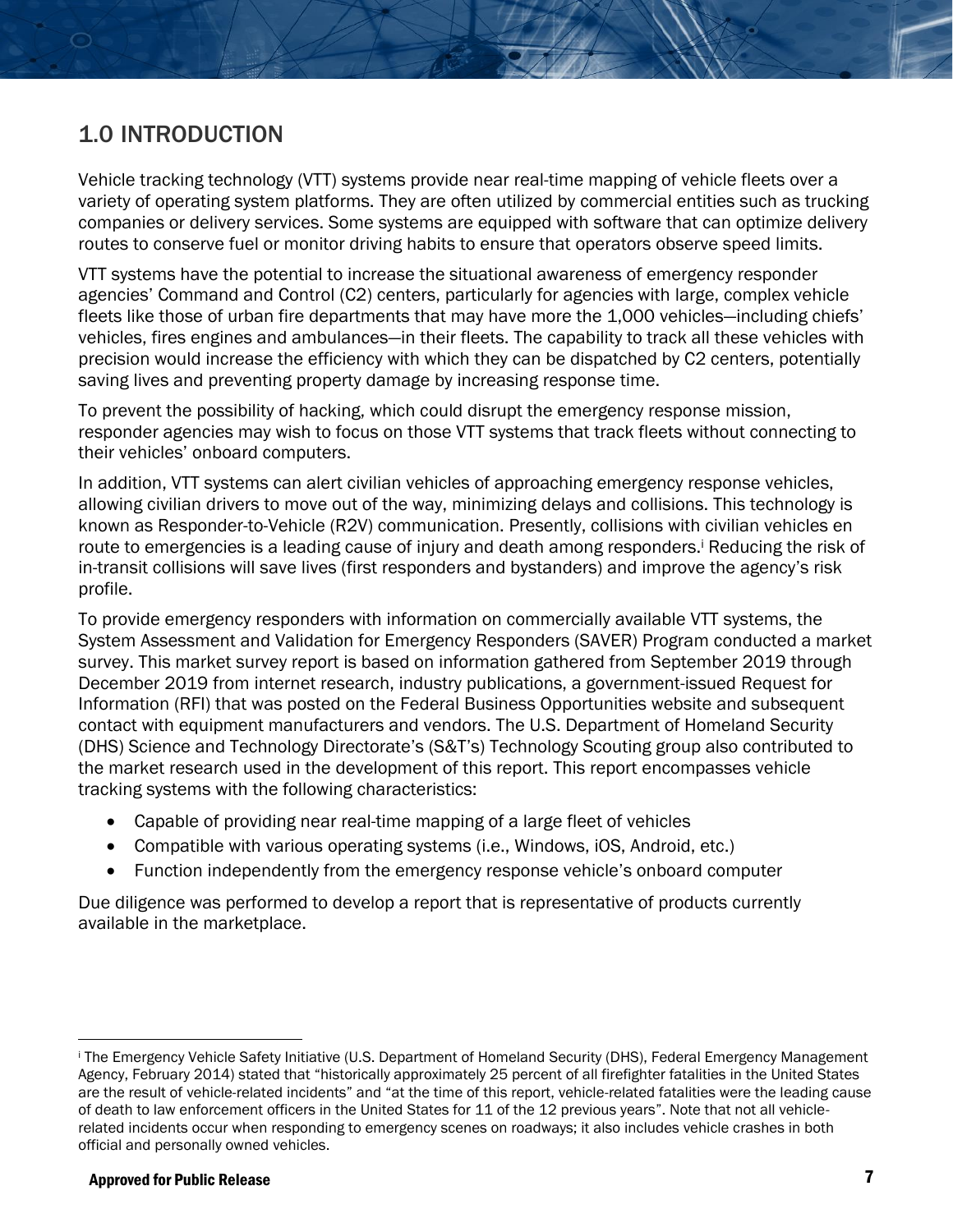# 1.0 INTRODUCTION

Vehicle tracking technology (VTT) systems provide near real-time mapping of vehicle fleets over a variety of operating system platforms. They are often utilized by commercial entities such as trucking companies or delivery services. Some systems are equipped with software that can optimize delivery routes to conserve fuel or monitor driving habits to ensure that operators observe speed limits.

VTT systems have the potential to increase the situational awareness of emergency responder agencies' Command and Control (C2) centers, particularly for agencies with large, complex vehicle fleets like those of urban fire departments that may have more the 1,000 vehicles—including chiefs' vehicles, fires engines and ambulances—in their fleets. The capability to track all these vehicles with precision would increase the efficiency with which they can be dispatched by C2 centers, potentially saving lives and preventing property damage by increasing response time.

To prevent the possibility of hacking, which could disrupt the emergency response mission, responder agencies may wish to focus on those VTT systems that track fleets without connecting to their vehicles' onboard computers.

In addition, VTT systems can alert civilian vehicles of approaching emergency response vehicles, allowing civilian drivers to move out of the way, minimizing delays and collisions. This technology is known as Responder-to-Vehicle (R2V) communication. Presently, collisions with civilian vehicles en route to emergencies is a leading cause of injury and death among responders.[i] Reducing the risk of in-transit collisions will save lives (first responders and bystanders) and improve the agency's risk profile.

To provide emergency responders with information on commercially available VTT systems, the System Assessment and Validation for Emergency Responders (SAVER) Program conducted a market survey. This market survey report is based on information gathered from September 2019 through December 2019 from internet research, industry publications, a government-issued Request for Information (RFI) that was posted on the Federal Business Opportunities website and subsequent contact with equipment manufacturers and vendors. The U.S. Department of Homeland Security (DHS) Science and Technology Directorate's (S&T's) Technology Scouting group also contributed to the market research used in the development of this report. This report encompasses vehicle tracking systems with the following characteristics:

- Capable of providing near real-time mapping of a large fleet of vehicles
- Compatible with various operating systems (i.e., Windows, iOS, Android, etc.)
- Function independently from the emergency response vehicle's onboard computer

Due diligence was performed to develop a report that is representative of products currently available in the marketplace.

---

[i] The Emergency Vehicle Safety Initiative (U.S. Department of Homeland Security (DHS), Federal Emergency Management Agency, February 2014) stated that "historically approximately 25 percent of all firefighter fatalities in the United States are the result of vehicle-related incidents" and "at the time of this report, vehicle-related fatalities were the leading cause of death to law enforcement officers in the United States for 11 of the 12 previous years". Note that not all vehicle-related incidents occur when responding to emergency scenes on roadways; it also includes vehicle crashes in both official and personally owned vehicles.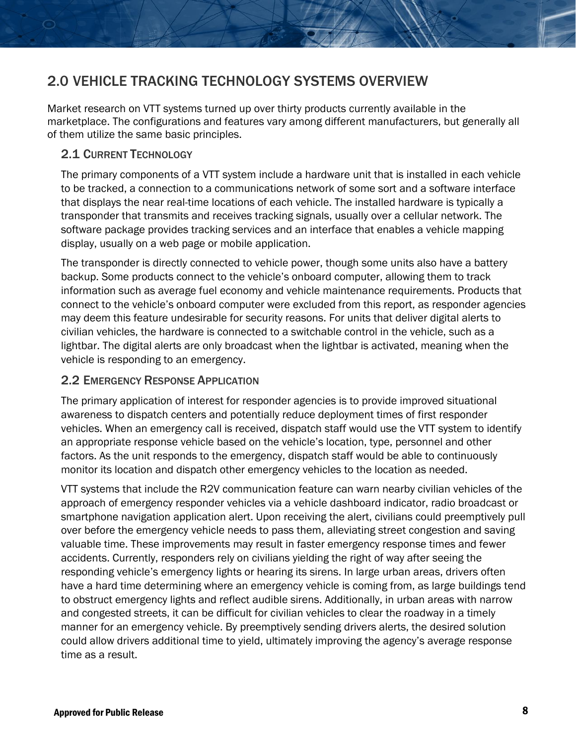# 2.0 VEHICLE TRACKING TECHNOLOGY SYSTEMS OVERVIEW

Market research on VTT systems turned up over thirty products currently available in the marketplace. The configurations and features vary among different manufacturers, but generally all of them utilize the same basic principles.

## 2.1 Current Technology

The primary components of a VTT system include a hardware unit that is installed in each vehicle to be tracked, a connection to a communications network of some sort and a software interface that displays the near real-time locations of each vehicle. The installed hardware is typically a transponder that transmits and receives tracking signals, usually over a cellular network. The software package provides tracking services and an interface that enables a vehicle mapping display, usually on a web page or mobile application.

The transponder is directly connected to vehicle power, though some units also have a battery backup. Some products connect to the vehicle's onboard computer, allowing them to track information such as average fuel economy and vehicle maintenance requirements. Products that connect to the vehicle's onboard computer were excluded from this report, as responder agencies may deem this feature undesirable for security reasons. For units that deliver digital alerts to civilian vehicles, the hardware is connected to a switchable control in the vehicle, such as a lightbar. The digital alerts are only broadcast when the lightbar is activated, meaning when the vehicle is responding to an emergency.

## 2.2 Emergency Response Application

The primary application of interest for responder agencies is to provide improved situational awareness to dispatch centers and potentially reduce deployment times of first responder vehicles. When an emergency call is received, dispatch staff would use the VTT system to identify an appropriate response vehicle based on the vehicle's location, type, personnel and other factors. As the unit responds to the emergency, dispatch staff would be able to continuously monitor its location and dispatch other emergency vehicles to the location as needed.

VTT systems that include the R2V communication feature can warn nearby civilian vehicles of the approach of emergency responder vehicles via a vehicle dashboard indicator, radio broadcast or smartphone navigation application alert. Upon receiving the alert, civilians could preemptively pull over before the emergency vehicle needs to pass them, alleviating street congestion and saving valuable time. These improvements may result in faster emergency response times and fewer accidents. Currently, responders rely on civilians yielding the right of way after seeing the responding vehicle's emergency lights or hearing its sirens. In large urban areas, drivers often have a hard time determining where an emergency vehicle is coming from, as large buildings tend to obstruct emergency lights and reflect audible sirens. Additionally, in urban areas with narrow and congested streets, it can be difficult for civilian vehicles to clear the roadway in a timely manner for an emergency vehicle. By preemptively sending drivers alerts, the desired solution could allow drivers additional time to yield, ultimately improving the agency's average response time as a result.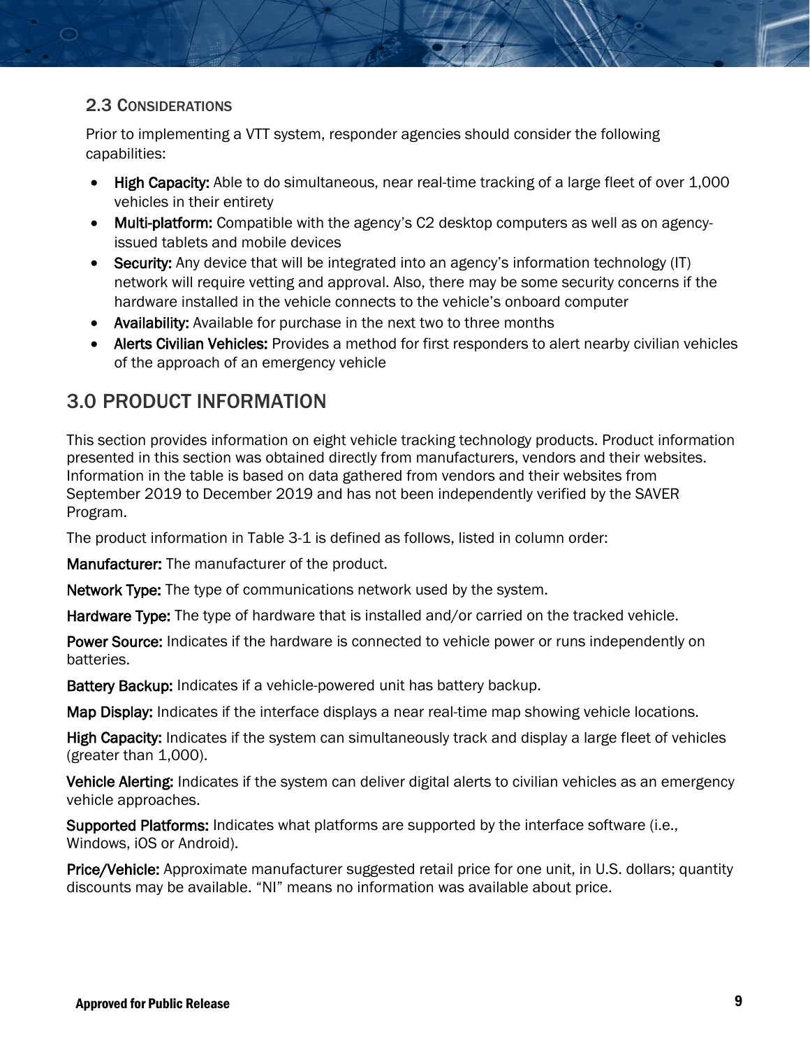### 2.3 Considerations

Prior to implementing a VTT system, responder agencies should consider the following capabilities:

- **High Capacity:** Able to do simultaneous, near real-time tracking of a large fleet of over 1,000 vehicles in their entirety
- **Multi-platform:** Compatible with the agency's C2 desktop computers as well as on agency-issued tablets and mobile devices
- **Security:** Any device that will be integrated into an agency's information technology (IT) network will require vetting and approval. Also, there may be some security concerns if the hardware installed in the vehicle connects to the vehicle's onboard computer
- **Availability:** Available for purchase in the next two to three months
- **Alerts Civilian Vehicles:** Provides a method for first responders to alert nearby civilian vehicles of the approach of an emergency vehicle

## 3.0 PRODUCT INFORMATION

This section provides information on eight vehicle tracking technology products. Product information presented in this section was obtained directly from manufacturers, vendors and their websites. Information in the table is based on data gathered from vendors and their websites from September 2019 to December 2019 and has not been independently verified by the SAVER Program.

The product information in Table 3-1 is defined as follows, listed in column order:

**Manufacturer:** The manufacturer of the product.

**Network Type:** The type of communications network used by the system.

**Hardware Type:** The type of hardware that is installed and/or carried on the tracked vehicle.

**Power Source:** Indicates if the hardware is connected to vehicle power or runs independently on batteries.

**Battery Backup:** Indicates if a vehicle-powered unit has battery backup.

**Map Display:** Indicates if the interface displays a near real-time map showing vehicle locations.

**High Capacity:** Indicates if the system can simultaneously track and display a large fleet of vehicles (greater than 1,000).

**Vehicle Alerting:** Indicates if the system can deliver digital alerts to civilian vehicles as an emergency vehicle approaches.

**Supported Platforms:** Indicates what platforms are supported by the interface software (i.e., Windows, iOS or Android).

**Price/Vehicle:** Approximate manufacturer suggested retail price for one unit, in U.S. dollars; quantity discounts may be available. "NI" means no information was available about price.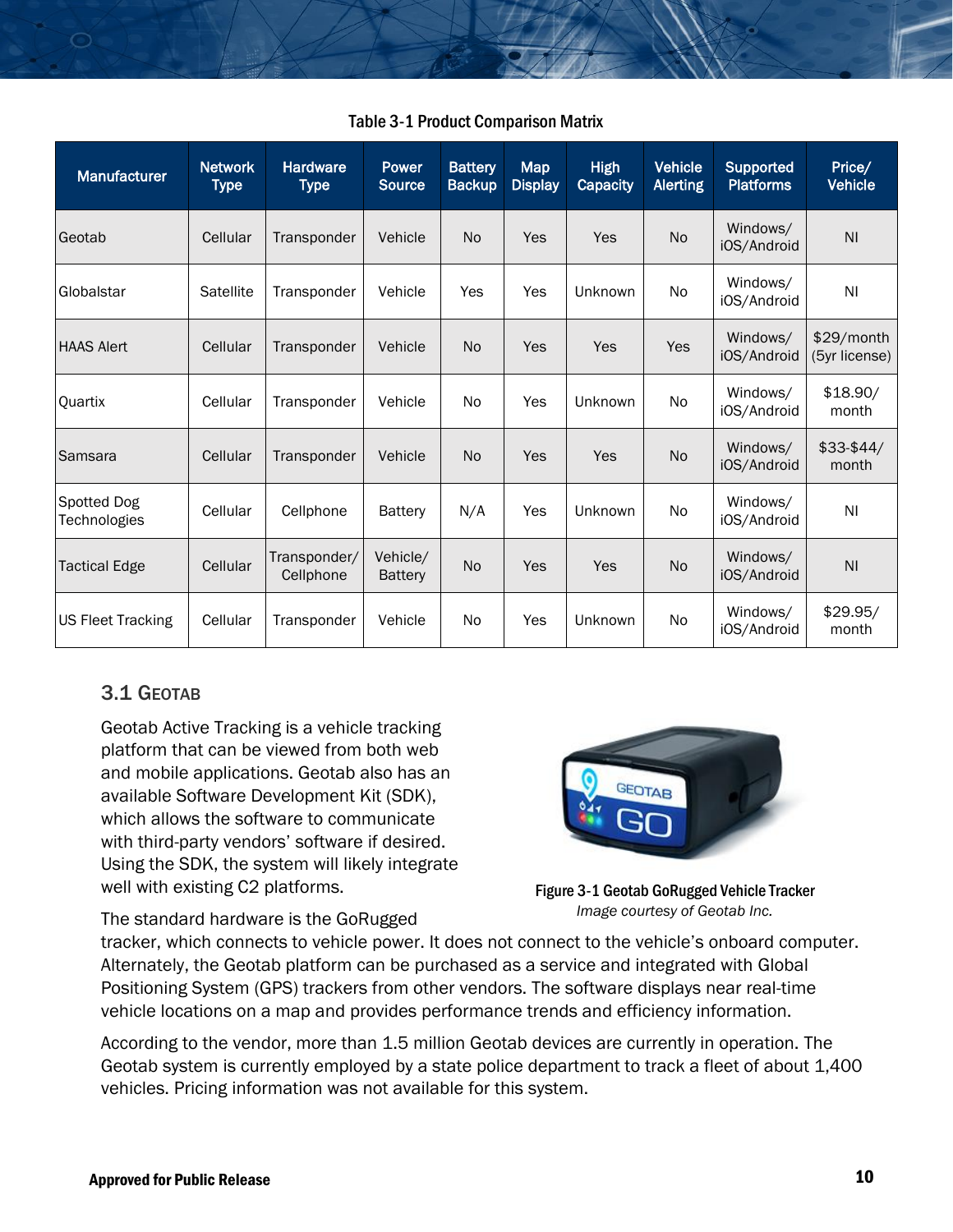Table 3-1 Product Comparison Matrix

| Manufacturer | Network Type | Hardware Type | Power Source | Battery Backup | Map Display | High Capacity | Vehicle Alerting | Supported Platforms | Price/ Vehicle |
|---|---|---|---|---|---|---|---|---|---|
| Geotab | Cellular | Transponder | Vehicle | No | Yes | Yes | No | Windows/ iOS/Android | NI |
| Globalstar | Satellite | Transponder | Vehicle | Yes | Yes | Unknown | No | Windows/ iOS/Android | NI |
| HAAS Alert | Cellular | Transponder | Vehicle | No | Yes | Yes | Yes | Windows/ iOS/Android | $29/month (5yr license) |
| Quartix | Cellular | Transponder | Vehicle | No | Yes | Unknown | No | Windows/ iOS/Android | $18.90/ month |
| Samsara | Cellular | Transponder | Vehicle | No | Yes | Yes | No | Windows/ iOS/Android | $33-$44/ month |
| Spotted Dog Technologies | Cellular | Cellphone | Battery | N/A | Yes | Unknown | No | Windows/ iOS/Android | NI |
| Tactical Edge | Cellular | Transponder/ Cellphone | Vehicle/ Battery | No | Yes | Yes | No | Windows/ iOS/Android | NI |
| US Fleet Tracking | Cellular | Transponder | Vehicle | No | Yes | Unknown | No | Windows/ iOS/Android | $29.95/ month |

## 3.1 Geotab

Geotab Active Tracking is a vehicle tracking platform that can be viewed from both web and mobile applications. Geotab also has an available Software Development Kit (SDK), which allows the software to communicate with third-party vendors' software if desired. Using the SDK, the system will likely integrate well with existing C2 platforms.

**Figure 3-1 Geotab GoRugged Vehicle Tracker**
*Image courtesy of Geotab Inc.*

The standard hardware is the GoRugged tracker, which connects to vehicle power. It does not connect to the vehicle's onboard computer. Alternately, the Geotab platform can be purchased as a service and integrated with Global Positioning System (GPS) trackers from other vendors. The software displays near real-time vehicle locations on a map and provides performance trends and efficiency information.

According to the vendor, more than 1.5 million Geotab devices are currently in operation. The Geotab system is currently employed by a state police department to track a fleet of about 1,400 vehicles. Pricing information was not available for this system.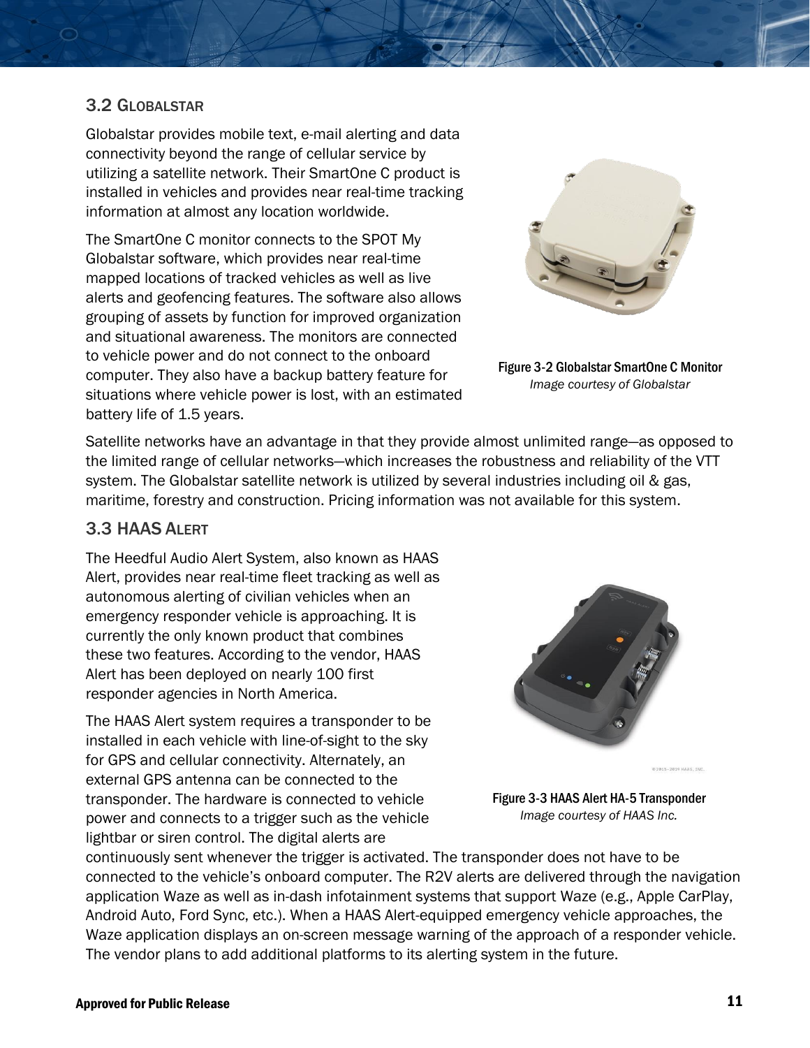## 3.2 Globalstar

Globalstar provides mobile text, e-mail alerting and data connectivity beyond the range of cellular service by utilizing a satellite network. Their SmartOne C product is installed in vehicles and provides near real-time tracking information at almost any location worldwide.

The SmartOne C monitor connects to the SPOT My Globalstar software, which provides near real-time mapped locations of tracked vehicles as well as live alerts and geofencing features. The software also allows grouping of assets by function for improved organization and situational awareness. The monitors are connected to vehicle power and do not connect to the onboard computer. They also have a backup battery feature for situations where vehicle power is lost, with an estimated battery life of 1.5 years.

Figure 3-2 Globalstar SmartOne C Monitor
*Image courtesy of Globalstar*

Satellite networks have an advantage in that they provide almost unlimited range—as opposed to the limited range of cellular networks—which increases the robustness and reliability of the VTT system. The Globalstar satellite network is utilized by several industries including oil & gas, maritime, forestry and construction. Pricing information was not available for this system.

## 3.3 HAAS Alert

The Heedful Audio Alert System, also known as HAAS Alert, provides near real-time fleet tracking as well as autonomous alerting of civilian vehicles when an emergency responder vehicle is approaching. It is currently the only known product that combines these two features. According to the vendor, HAAS Alert has been deployed on nearly 100 first responder agencies in North America.

The HAAS Alert system requires a transponder to be installed in each vehicle with line-of-sight to the sky for GPS and cellular connectivity. Alternately, an external GPS antenna can be connected to the transponder. The hardware is connected to vehicle power and connects to a trigger such as the vehicle lightbar or siren control. The digital alerts are continuously sent whenever the trigger is activated. The transponder does not have to be connected to the vehicle's onboard computer. The R2V alerts are delivered through the navigation application Waze as well as in-dash infotainment systems that support Waze (e.g., Apple CarPlay, Android Auto, Ford Sync, etc.). When a HAAS Alert-equipped emergency vehicle approaches, the Waze application displays an on-screen message warning of the approach of a responder vehicle. The vendor plans to add additional platforms to its alerting system in the future.

Figure 3-3 HAAS Alert HA-5 Transponder
*Image courtesy of HAAS Inc.*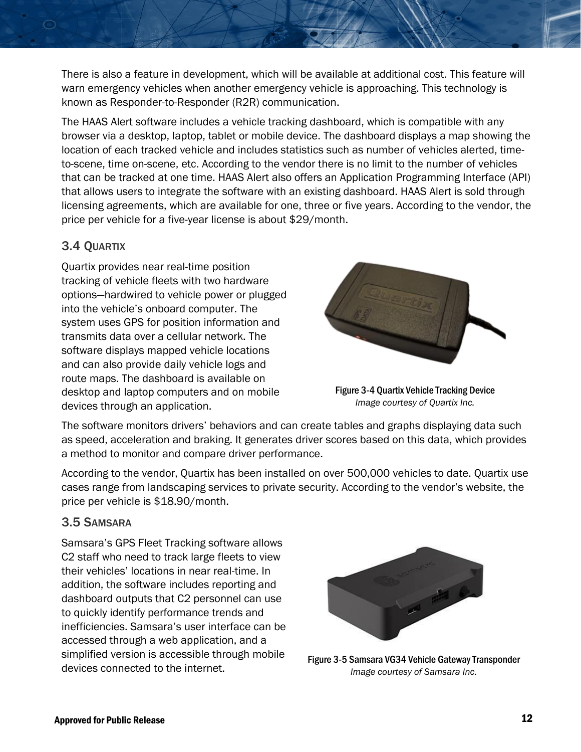There is also a feature in development, which will be available at additional cost. This feature will warn emergency vehicles when another emergency vehicle is approaching. This technology is known as Responder-to-Responder (R2R) communication.

The HAAS Alert software includes a vehicle tracking dashboard, which is compatible with any browser via a desktop, laptop, tablet or mobile device. The dashboard displays a map showing the location of each tracked vehicle and includes statistics such as number of vehicles alerted, time-to-scene, time on-scene, etc. According to the vendor there is no limit to the number of vehicles that can be tracked at one time. HAAS Alert also offers an Application Programming Interface (API) that allows users to integrate the software with an existing dashboard. HAAS Alert is sold through licensing agreements, which are available for one, three or five years. According to the vendor, the price per vehicle for a five-year license is about $29/month.

### 3.4 Quartix

Quartix provides near real-time position tracking of vehicle fleets with two hardware options—hardwired to vehicle power or plugged into the vehicle's onboard computer. The system uses GPS for position information and transmits data over a cellular network. The software displays mapped vehicle locations and can also provide daily vehicle logs and route maps. The dashboard is available on desktop and laptop computers and on mobile devices through an application.

**Figure 3-4 Quartix Vehicle Tracking Device**
*Image courtesy of Quartix Inc.*

The software monitors drivers' behaviors and can create tables and graphs displaying data such as speed, acceleration and braking. It generates driver scores based on this data, which provides a method to monitor and compare driver performance.

According to the vendor, Quartix has been installed on over 500,000 vehicles to date. Quartix use cases range from landscaping services to private security. According to the vendor's website, the price per vehicle is $18.90/month.

### 3.5 Samsara

Samsara's GPS Fleet Tracking software allows C2 staff who need to track large fleets to view their vehicles' locations in near real-time. In addition, the software includes reporting and dashboard outputs that C2 personnel can use to quickly identify performance trends and inefficiencies. Samsara's user interface can be accessed through a web application, and a simplified version is accessible through mobile devices connected to the internet.

**Figure 3-5 Samsara VG34 Vehicle Gateway Transponder**
*Image courtesy of Samsara Inc.*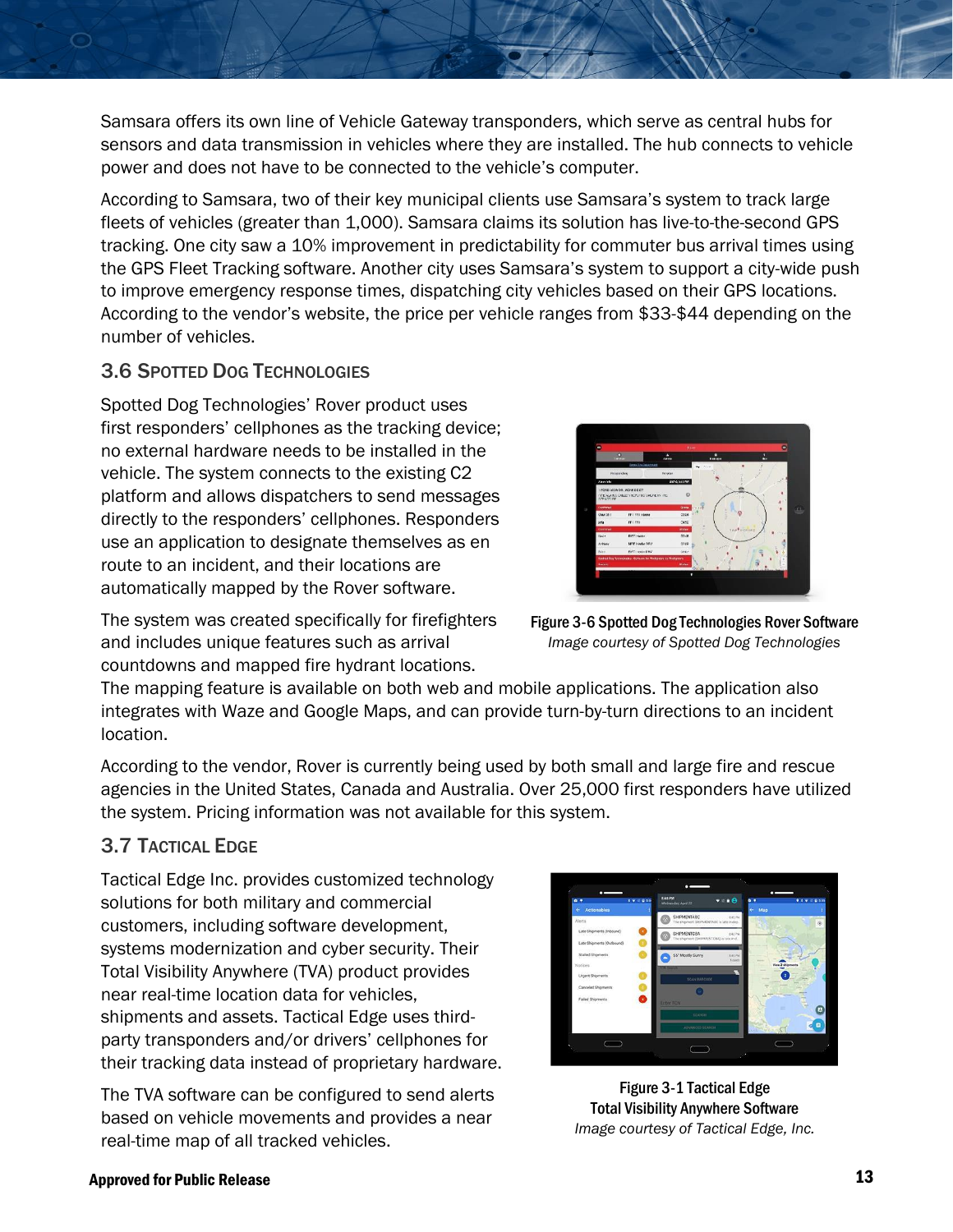Samsara offers its own line of Vehicle Gateway transponders, which serve as central hubs for sensors and data transmission in vehicles where they are installed. The hub connects to vehicle power and does not have to be connected to the vehicle's computer.

According to Samsara, two of their key municipal clients use Samsara's system to track large fleets of vehicles (greater than 1,000). Samsara claims its solution has live-to-the-second GPS tracking. One city saw a 10% improvement in predictability for commuter bus arrival times using the GPS Fleet Tracking software. Another city uses Samsara's system to support a city-wide push to improve emergency response times, dispatching city vehicles based on their GPS locations. According to the vendor's website, the price per vehicle ranges from $33-$44 depending on the number of vehicles.

## 3.6 Spotted Dog Technologies

Spotted Dog Technologies' Rover product uses first responders' cellphones as the tracking device; no external hardware needs to be installed in the vehicle. The system connects to the existing C2 platform and allows dispatchers to send messages directly to the responders' cellphones. Responders use an application to designate themselves as en route to an incident, and their locations are automatically mapped by the Rover software.

The system was created specifically for firefighters and includes unique features such as arrival countdowns and mapped fire hydrant locations. The mapping feature is available on both web and mobile applications. The application also integrates with Waze and Google Maps, and can provide turn-by-turn directions to an incident location.

**Figure 3-6 Spotted Dog Technologies Rover Software**
*Image courtesy of Spotted Dog Technologies*

According to the vendor, Rover is currently being used by both small and large fire and rescue agencies in the United States, Canada and Australia. Over 25,000 first responders have utilized the system. Pricing information was not available for this system.

## 3.7 Tactical Edge

Tactical Edge Inc. provides customized technology solutions for both military and commercial customers, including software development, systems modernization and cyber security. Their Total Visibility Anywhere (TVA) product provides near real-time location data for vehicles, shipments and assets. Tactical Edge uses third-party transponders and/or drivers' cellphones for their tracking data instead of proprietary hardware.

The TVA software can be configured to send alerts based on vehicle movements and provides a near real-time map of all tracked vehicles.

**Figure 3-1 Tactical Edge Total Visibility Anywhere Software**
*Image courtesy of Tactical Edge, Inc.*

**Approved for Public Release**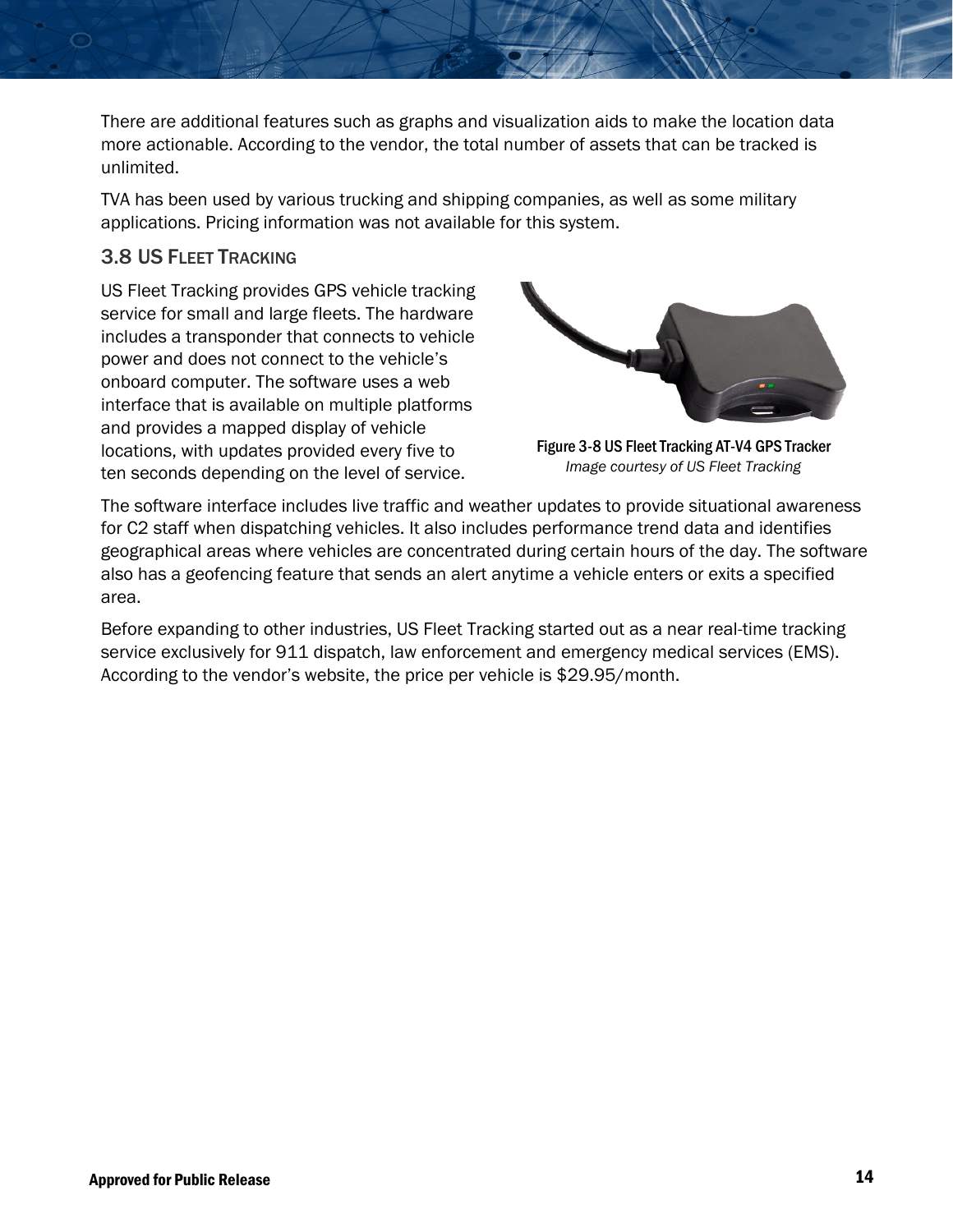There are additional features such as graphs and visualization aids to make the location data more actionable. According to the vendor, the total number of assets that can be tracked is unlimited.

TVA has been used by various trucking and shipping companies, as well as some military applications. Pricing information was not available for this system.

### 3.8 US Fleet Tracking

US Fleet Tracking provides GPS vehicle tracking service for small and large fleets. The hardware includes a transponder that connects to vehicle power and does not connect to the vehicle's onboard computer. The software uses a web interface that is available on multiple platforms and provides a mapped display of vehicle locations, with updates provided every five to ten seconds depending on the level of service.

**Figure 3-8 US Fleet Tracking AT-V4 GPS Tracker**
*Image courtesy of US Fleet Tracking*

The software interface includes live traffic and weather updates to provide situational awareness for C2 staff when dispatching vehicles. It also includes performance trend data and identifies geographical areas where vehicles are concentrated during certain hours of the day. The software also has a geofencing feature that sends an alert anytime a vehicle enters or exits a specified area.

Before expanding to other industries, US Fleet Tracking started out as a near real-time tracking service exclusively for 911 dispatch, law enforcement and emergency medical services (EMS). According to the vendor's website, the price per vehicle is $29.95/month.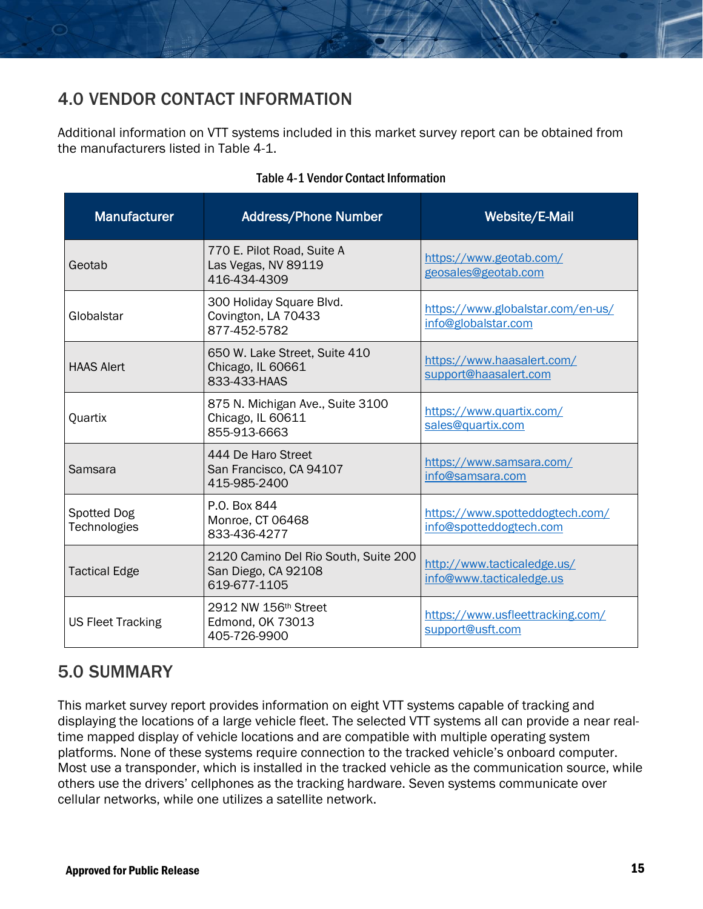## 4.0 VENDOR CONTACT INFORMATION

Additional information on VTT systems included in this market survey report can be obtained from the manufacturers listed in Table 4-1.

**Table 4-1 Vendor Contact Information**

| Manufacturer | Address/Phone Number | Website/E-Mail |
|---|---|---|
| Geotab | 770 E. Pilot Road, Suite A<br>Las Vegas, NV 89119<br>416-434-4309 | https://www.geotab.com/<br>geosales@geotab.com |
| Globalstar | 300 Holiday Square Blvd.<br>Covington, LA 70433<br>877-452-5782 | https://www.globalstar.com/en-us/<br>info@globalstar.com |
| HAAS Alert | 650 W. Lake Street, Suite 410<br>Chicago, IL 60661<br>833-433-HAAS | https://www.haasalert.com/<br>support@haasalert.com |
| Quartix | 875 N. Michigan Ave., Suite 3100<br>Chicago, IL 60611<br>855-913-6663 | https://www.quartix.com/<br>sales@quartix.com |
| Samsara | 444 De Haro Street<br>San Francisco, CA 94107<br>415-985-2400 | https://www.samsara.com/<br>info@samsara.com |
| Spotted Dog Technologies | P.O. Box 844<br>Monroe, CT 06468<br>833-436-4277 | https://www.spotteddogtech.com/<br>info@spotteddogtech.com |
| Tactical Edge | 2120 Camino Del Rio South, Suite 200<br>San Diego, CA 92108<br>619-677-1105 | http://www.tacticaledge.us/<br>info@www.tacticaledge.us |
| US Fleet Tracking | 2912 NW 156th Street<br>Edmond, OK 73013<br>405-726-9900 | https://www.usfleettracking.com/<br>support@usft.com |

## 5.0 SUMMARY

This market survey report provides information on eight VTT systems capable of tracking and displaying the locations of a large vehicle fleet. The selected VTT systems all can provide a near real-time mapped display of vehicle locations and are compatible with multiple operating system platforms. None of these systems require connection to the tracked vehicle's onboard computer. Most use a transponder, which is installed in the tracked vehicle as the communication source, while others use the drivers' cellphones as the tracking hardware. Seven systems communicate over cellular networks, while one utilizes a satellite network.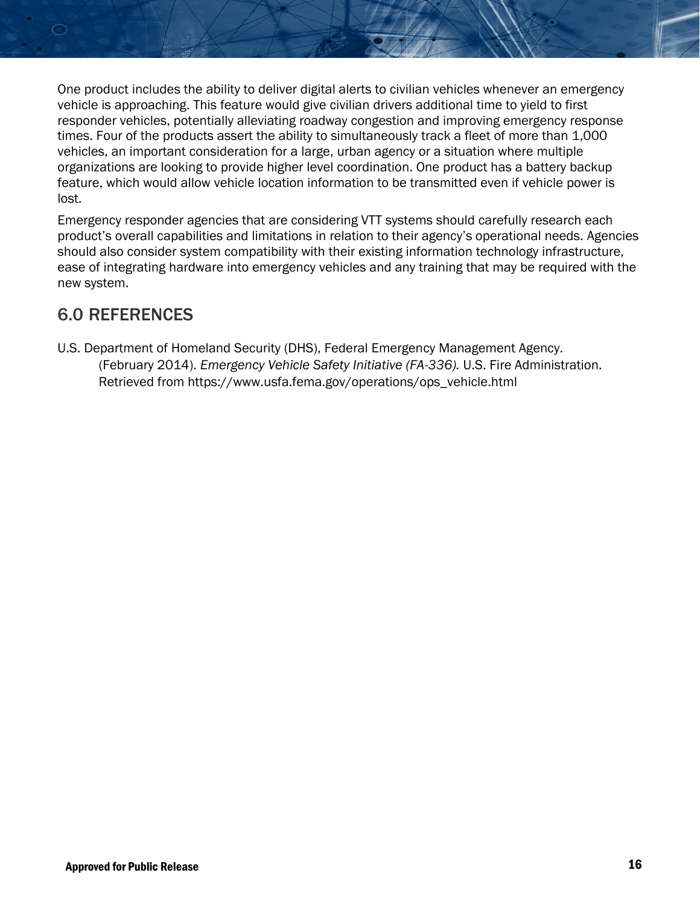One product includes the ability to deliver digital alerts to civilian vehicles whenever an emergency vehicle is approaching. This feature would give civilian drivers additional time to yield to first responder vehicles, potentially alleviating roadway congestion and improving emergency response times. Four of the products assert the ability to simultaneously track a fleet of more than 1,000 vehicles, an important consideration for a large, urban agency or a situation where multiple organizations are looking to provide higher level coordination. One product has a battery backup feature, which would allow vehicle location information to be transmitted even if vehicle power is lost.

Emergency responder agencies that are considering VTT systems should carefully research each product's overall capabilities and limitations in relation to their agency's operational needs. Agencies should also consider system compatibility with their existing information technology infrastructure, ease of integrating hardware into emergency vehicles and any training that may be required with the new system.

## 6.0 REFERENCES

U.S. Department of Homeland Security (DHS), Federal Emergency Management Agency. (February 2014). *Emergency Vehicle Safety Initiative (FA-336).* U.S. Fire Administration. Retrieved from https://www.usfa.fema.gov/operations/ops_vehicle.html

**Approved for Public Release**